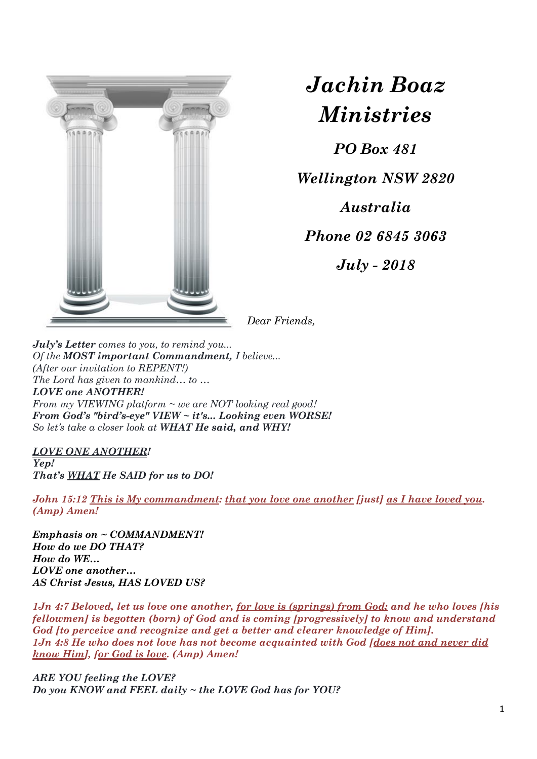# *Jachin Boaz Ministries*

***PO Box 481***

***Wellington NSW 2820***

***Australia***

***Phone 02 6845 3063***

***July - 2018***

*Dear Friends,*

***July's Letter*** *comes to you, to remind you...*
*Of the* ***MOST important Commandment,*** *I believe...*
*(After our invitation to REPENT!)*
*The Lord has given to mankind… to …*
***LOVE one ANOTHER!***
*From my VIEWING platform ~ we are NOT looking real good!*
***From God's "bird's-eye" VIEW ~ it's... Looking even WORSE!***
*So let's take a closer look at* ***WHAT He said, and WHY!***

***LOVE ONE ANOTHER!***
***Yep!***
***That's WHAT He SAID for us to DO!***

***John 15:12 This is My commandment: that you love one another [just] as I have loved you. (Amp) Amen!***

***Emphasis on ~ COMMANDMENT!***
***How do we DO THAT?***
***How do WE…***
***LOVE one another…***
***AS Christ Jesus, HAS LOVED US?***

***1Jn 4:7 Beloved, let us love one another, for love is (springs) from God; and he who loves [his fellowmen] is begotten (born) of God and is coming [progressively] to know and understand God [to perceive and recognize and get a better and clearer knowledge of Him].***
***1Jn 4:8 He who does not love has not become acquainted with God [does not and never did know Him], for God is love. (Amp) Amen!***

***ARE YOU feeling the LOVE?***
***Do you KNOW and FEEL daily ~ the LOVE God has for YOU?***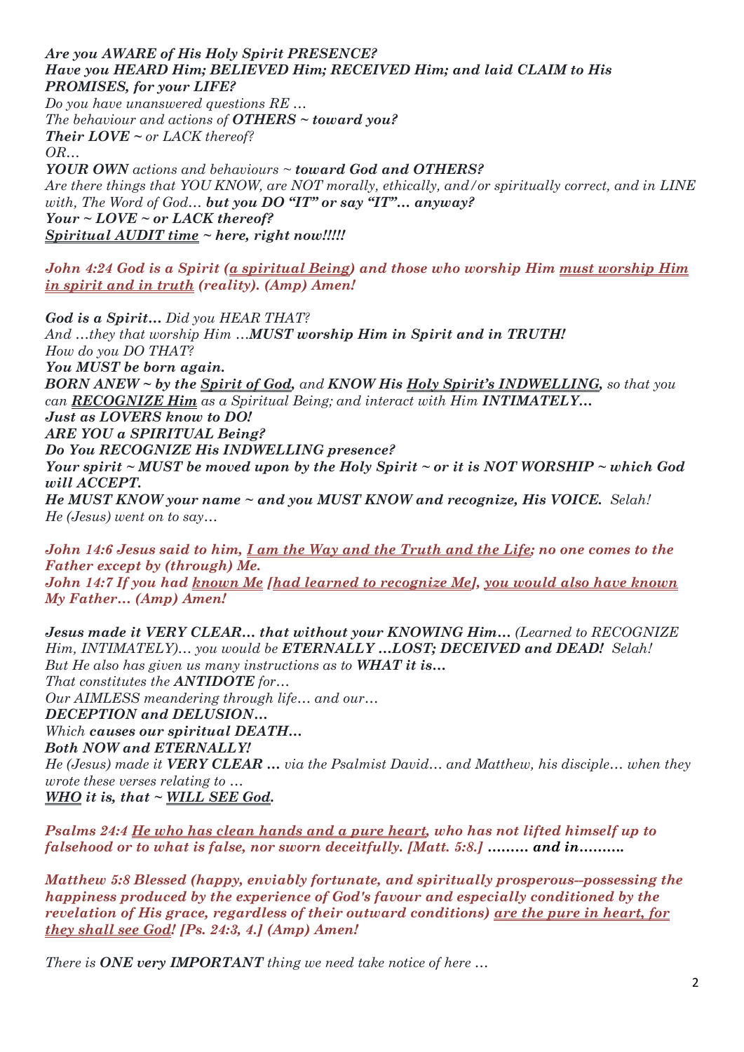***Are you AWARE of His Holy Spirit PRESENCE?***
***Have you HEARD Him; BELIEVED Him; RECEIVED Him; and laid CLAIM to His PROMISES, for your LIFE?***
*Do you have unanswered questions RE …*
*The behaviour and actions of **OTHERS ~ toward you?***
***Their LOVE ~** or LACK thereof?*
*OR…*
***YOUR OWN** actions and behaviours ~ **toward God and OTHERS?***
*Are there things that YOU KNOW, are NOT morally, ethically, and/or spiritually correct, and in LINE with, The Word of God… **but you DO "IT" or say "IT"… anyway?***
***Your ~ LOVE ~ or LACK thereof?***
***<u>Spiritual AUDIT time</u> ~ here, right now!!!!!***

***John 4:24 God is a Spirit (<u>a spiritual Being</u>) and those who worship Him <u>must worship Him in spirit and in truth</u> (reality). (Amp) Amen!***

***God is a Spirit…** Did you HEAR THAT?*
*And …they that worship Him …**MUST worship Him in Spirit and in TRUTH!***
*How do you DO THAT?*
***You MUST be born again.***
***BORN ANEW ~ by the <u>Spirit of God</u>,** and **KNOW His <u>Holy Spirit's INDWELLING</u>,** so that you can **<u>RECOGNIZE Him</u>** as a Spiritual Being; and interact with Him **INTIMATELY…***
***Just as LOVERS know to DO!***
***ARE YOU a SPIRITUAL Being?***
***Do You RECOGNIZE His INDWELLING presence?***
***Your spirit ~ MUST be moved upon by the Holy Spirit ~ or it is NOT WORSHIP ~ which God will ACCEPT.***
***He MUST KNOW your name ~ and you MUST KNOW and recognize, His VOICE.** Selah!*
*He (Jesus) went on to say…*

***John 14:6 Jesus said to him, <u>I am the Way and the Truth and the Life</u>; no one comes to the Father except by (through) Me.***
***John 14:7 If you had <u>known Me</u> [<u>had learned to recognize Me</u>], <u>you would also have known</u> My Father… (Amp) Amen!***

***Jesus made it VERY CLEAR… that without your KNOWING Him…** (Learned to RECOGNIZE Him, INTIMATELY)… you would be **ETERNALLY …LOST; DECEIVED and DEAD!** Selah!*
*But He also has given us many instructions as to **WHAT it is…***
*That constitutes the **ANTIDOTE** for…*
*Our AIMLESS meandering through life… and our…*
***DECEPTION and DELUSION…***
*Which **causes our spiritual DEATH…***
***Both NOW and ETERNALLY!***
*He (Jesus) made it **VERY CLEAR …** via the Psalmist David… and Matthew, his disciple… when they wrote these verses relating to …*
***<u>WHO</u> it is, that ~ <u>WILL SEE God</u>.***

***Psalms 24:4 <u>He who has clean hands and a pure heart</u>, who has not lifted himself up to falsehood or to what is false, nor sworn deceitfully. [Matt. 5:8.] ……… and in……….***

***Matthew 5:8 Blessed (happy, enviably fortunate, and spiritually prosperous--possessing the happiness produced by the experience of God's favour and especially conditioned by the revelation of His grace, regardless of their outward conditions) <u>are the pure in heart, for they shall see God</u>! [Ps. 24:3, 4.] (Amp) Amen!***

*There is **ONE very IMPORTANT** thing we need take notice of here …*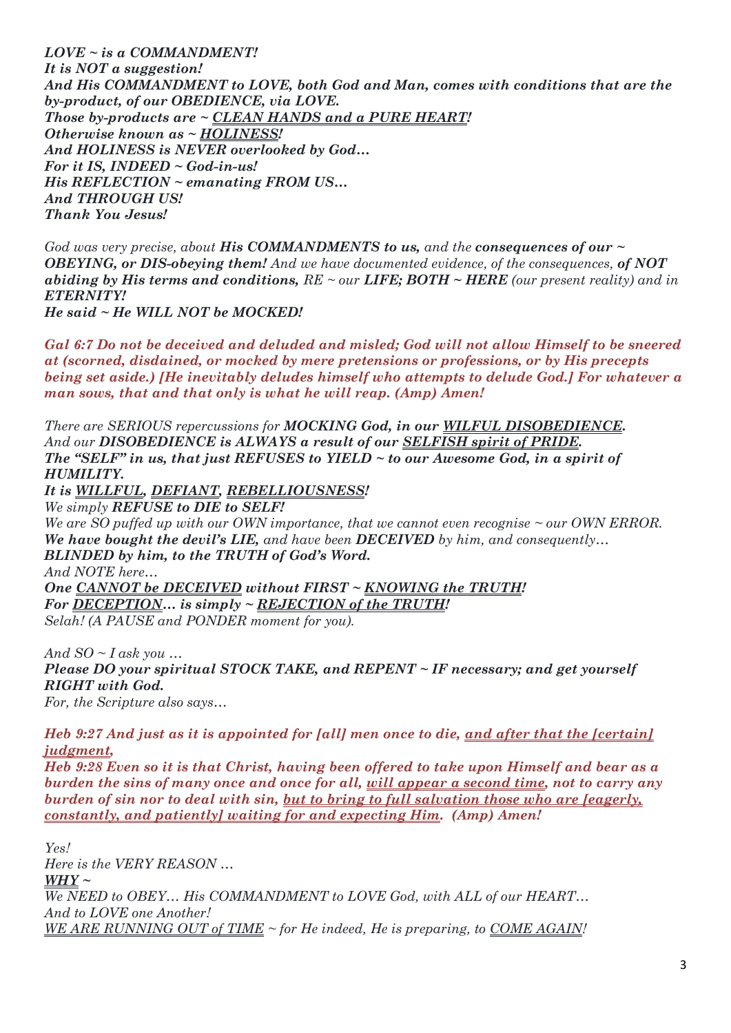***LOVE ~ is a COMMANDMENT!***
***It is NOT a suggestion!***
***And His COMMANDMENT to LOVE, both God and Man, comes with conditions that are the by-product, of our OBEDIENCE, via LOVE.***
***Those by-products are ~ <u>CLEAN HANDS and a PURE HEART</u>!***
***Otherwise known as ~ <u>HOLINESS</u>!***
***And HOLINESS is NEVER overlooked by God…***
***For it IS, INDEED ~ God-in-us!***
***His REFLECTION ~ emanating FROM US…***
***And THROUGH US!***
***Thank You Jesus!***

*God was very precise, about **His COMMANDMENTS to us,** and the **consequences of our ~ OBEYING, or DIS-obeying them!** And we have documented evidence, of the consequences, **of NOT abiding by His terms and conditions,** RE ~ our **LIFE; BOTH ~ HERE** (our present reality) and in **ETERNITY!***
***He said ~ He WILL NOT be MOCKED!***

***Gal 6:7 Do not be deceived and deluded and misled; God will not allow Himself to be sneered at (scorned, disdained, or mocked by mere pretensions or professions, or by His precepts being set aside.) [He inevitably deludes himself who attempts to delude God.] For whatever a man sows, that and that only is what he will reap. (Amp) Amen!***

*There are SERIOUS repercussions for **MOCKING God, in our <u>WILFUL DISOBEDIENCE</u>.***
*And our **DISOBEDIENCE is ALWAYS a result of our <u>SELFISH spirit of PRIDE</u>.***
***The "SELF" in us, that just REFUSES to YIELD ~ to our Awesome God, in a spirit of HUMILITY.***
***It is <u>WILLFUL</u>, <u>DEFIANT</u>, <u>REBELLIOUSNESS</u>!***
*We simply **REFUSE to DIE to SELF!***
*We are SO puffed up with our OWN importance, that we cannot even recognise ~ our OWN ERROR.*
***We have bought the devil's LIE,** and have been **DECEIVED** by him, and consequently…*
***BLINDED by him, to the TRUTH of God's Word.***
*And NOTE here…*
***One <u>CANNOT be DECEIVED</u> without FIRST ~ <u>KNOWING the TRUTH</u>!***
***For <u>DECEPTION</u>… is simply ~ <u>REJECTION of the TRUTH</u>!***
*Selah! (A PAUSE and PONDER moment for you).*

*And SO ~ I ask you …*
***Please DO your spiritual STOCK TAKE, and REPENT ~ IF necessary; and get yourself RIGHT with God.***
*For, the Scripture also says…*

***Heb 9:27 And just as it is appointed for [all] men once to die, <u>and after that the [certain] judgment</u>,***
***Heb 9:28 Even so it is that Christ, having been offered to take upon Himself and bear as a burden the sins of many once and once for all, <u>will appear a second time</u>, not to carry any burden of sin nor to deal with sin, <u>but to bring to full salvation those who are [eagerly, constantly, and patiently] waiting for and expecting Him</u>. (Amp) Amen!***

*Yes!*
*Here is the VERY REASON …*
***<u>WHY</u> ~***
*We NEED to OBEY… His COMMANDMENT to LOVE God, with ALL of our HEART…*
*And to LOVE one Another!*
*<u>WE ARE RUNNING OUT of TIME</u> ~ for He indeed, He is preparing, to <u>COME AGAIN</u>!*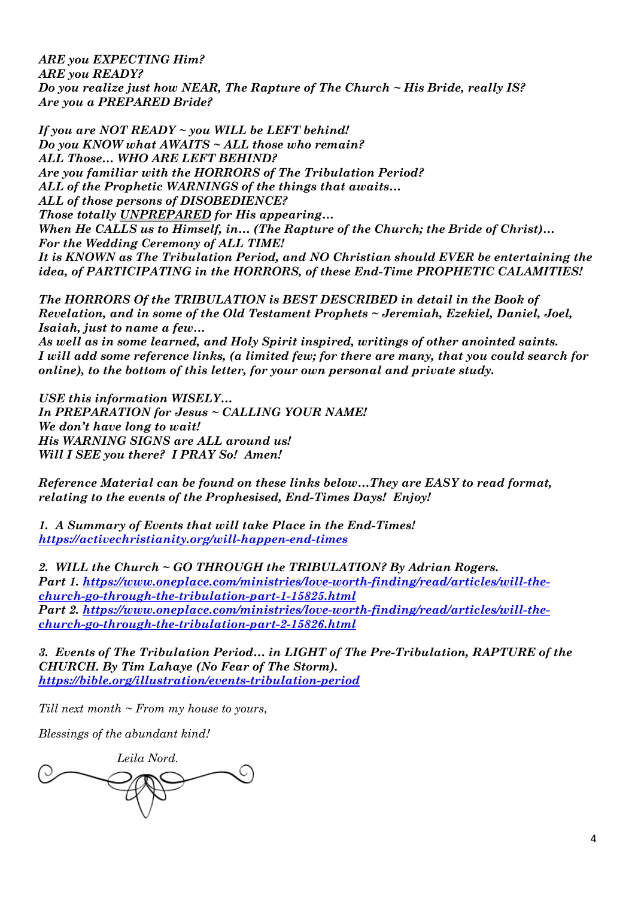*ARE you EXPECTING Him?*
*ARE you READY?*
*Do you realize just how NEAR, The Rapture of The Church ~ His Bride, really IS?*
*Are you a PREPARED Bride?*

*If you are NOT READY ~ you WILL be LEFT behind!*
*Do you KNOW what AWAITS ~ ALL those who remain?*
*ALL Those… WHO ARE LEFT BEHIND?*
*Are you familiar with the HORRORS of The Tribulation Period?*
*ALL of the Prophetic WARNINGS of the things that awaits…*
*ALL of those persons of DISOBEDIENCE?*
*Those totally <u>UNPREPARED</u> for His appearing…*
*When He CALLS us to Himself, in… (The Rapture of the Church; the Bride of Christ)…*
*For the Wedding Ceremony of ALL TIME!*
*It is KNOWN as The Tribulation Period, and NO Christian should EVER be entertaining the idea, of PARTICIPATING in the HORRORS, of these End-Time PROPHETIC CALAMITIES!*

*The HORRORS Of the TRIBULATION is BEST DESCRIBED in detail in the Book of Revelation, and in some of the Old Testament Prophets ~ Jeremiah, Ezekiel, Daniel, Joel, Isaiah, just to name a few…*
*As well as in some learned, and Holy Spirit inspired, writings of other anointed saints.*
*I will add some reference links, (a limited few; for there are many, that you could search for online), to the bottom of this letter, for your own personal and private study.*

*USE this information WISELY…*
*In PREPARATION for Jesus ~ CALLING YOUR NAME!*
*We don't have long to wait!*
*His WARNING SIGNS are ALL around us!*
*Will I SEE you there? I PRAY So! Amen!*

*Reference Material can be found on these links below…They are EASY to read format, relating to the events of the Prophesised, End-Times Days! Enjoy!*

*1. A Summary of Events that will take Place in the End-Times!*
*https://activechristianity.org/will-happen-end-times*

*2. WILL the Church ~ GO THROUGH the TRIBULATION? By Adrian Rogers.*
*Part 1. https://www.oneplace.com/ministries/love-worth-finding/read/articles/will-the-church-go-through-the-tribulation-part-1-15825.html*
*Part 2. https://www.oneplace.com/ministries/love-worth-finding/read/articles/will-the-church-go-through-the-tribulation-part-2-15826.html*

*3. Events of The Tribulation Period… in LIGHT of The Pre-Tribulation, RAPTURE of the CHURCH. By Tim Lahaye (No Fear of The Storm).*
*https://bible.org/illustration/events-tribulation-period*

*Till next month ~ From my house to yours,*

*Blessings of the abundant kind!*

*Leila Nord.*